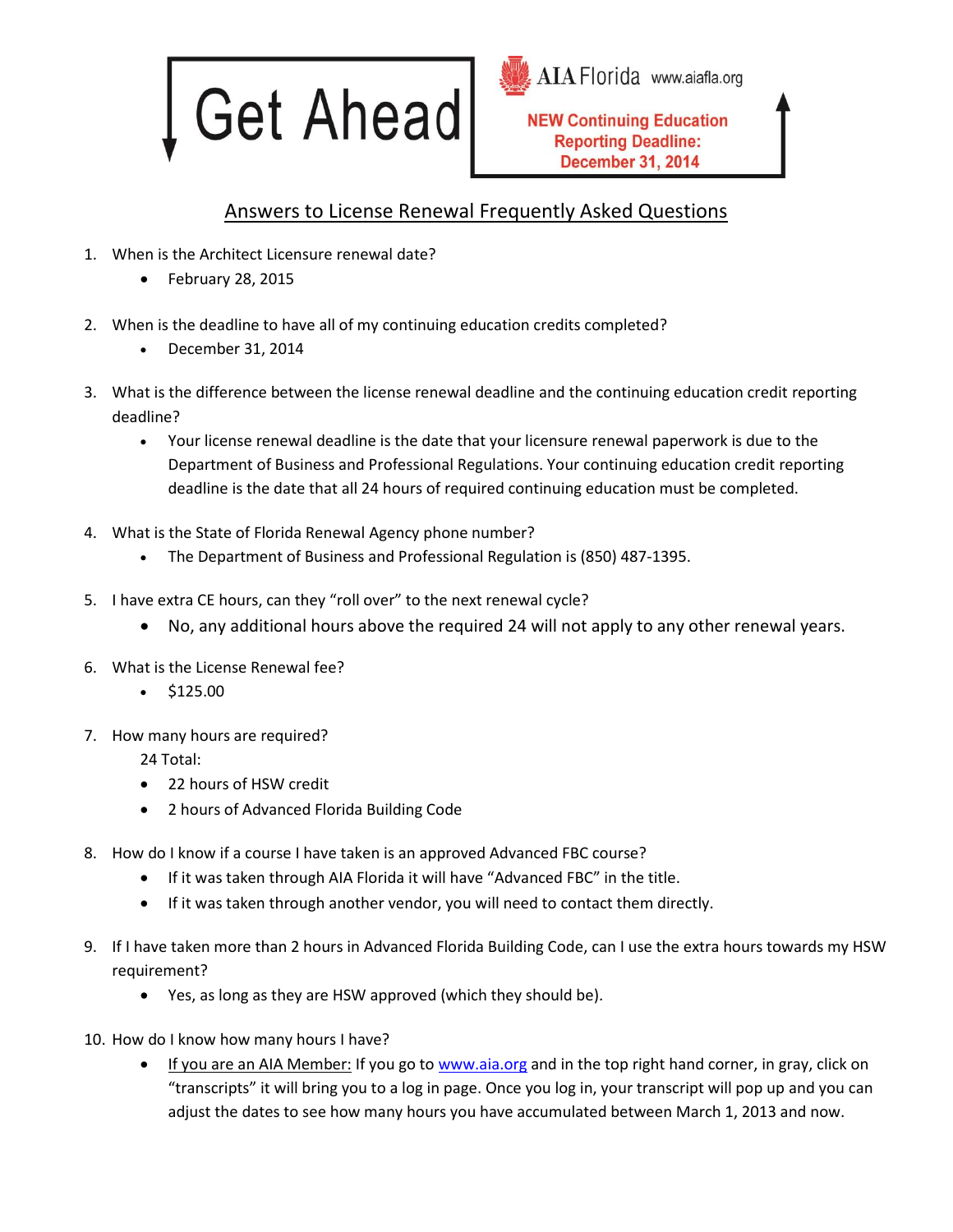# Get Ahead

AIA Florida www.aiafla.org

**NEW Continuing Education Reporting Deadline: December 31, 2014**

## Answers to License Renewal Frequently Asked Questions

1. When is the Architect Licensure renewal date?
   - February 28, 2015

2. When is the deadline to have all of my continuing education credits completed?
   - December 31, 2014

3. What is the difference between the license renewal deadline and the continuing education credit reporting deadline?
   - Your license renewal deadline is the date that your licensure renewal paperwork is due to the Department of Business and Professional Regulations. Your continuing education credit reporting deadline is the date that all 24 hours of required continuing education must be completed.

4. What is the State of Florida Renewal Agency phone number?
   - The Department of Business and Professional Regulation is (850) 487-1395.

5. I have extra CE hours, can they "roll over" to the next renewal cycle?
   - No, any additional hours above the required 24 will not apply to any other renewal years.

6. What is the License Renewal fee?
   - $125.00

7. How many hours are required?

   24 Total:
   - 22 hours of HSW credit
   - 2 hours of Advanced Florida Building Code

8. How do I know if a course I have taken is an approved Advanced FBC course?
   - If it was taken through AIA Florida it will have "Advanced FBC" in the title.
   - If it was taken through another vendor, you will need to contact them directly.

9. If I have taken more than 2 hours in Advanced Florida Building Code, can I use the extra hours towards my HSW requirement?
   - Yes, as long as they are HSW approved (which they should be).

10. How do I know how many hours I have?
    - If you are an AIA Member: If you go to www.aia.org and in the top right hand corner, in gray, click on "transcripts" it will bring you to a log in page. Once you log in, your transcript will pop up and you can adjust the dates to see how many hours you have accumulated between March 1, 2013 and now.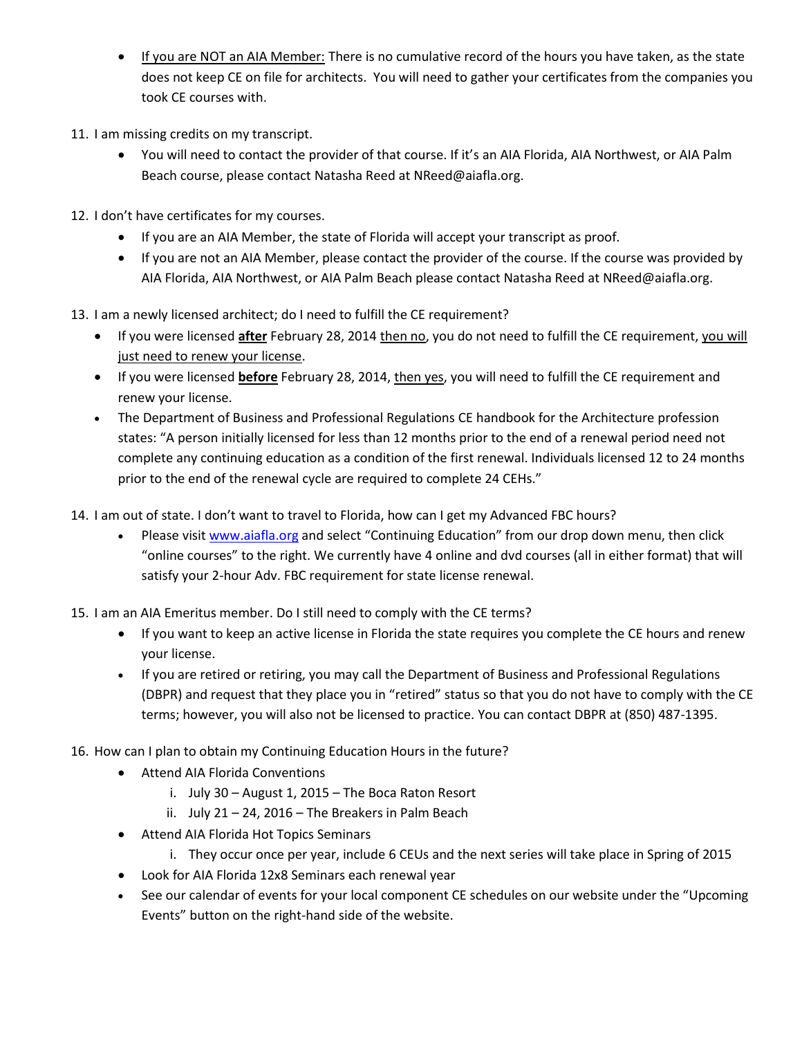- <u>If you are NOT an AIA Member:</u> There is no cumulative record of the hours you have taken, as the state does not keep CE on file for architects. You will need to gather your certificates from the companies you took CE courses with.

11. I am missing credits on my transcript.
    - You will need to contact the provider of that course. If it's an AIA Florida, AIA Northwest, or AIA Palm Beach course, please contact Natasha Reed at NReed@aiafla.org.

12. I don't have certificates for my courses.
    - If you are an AIA Member, the state of Florida will accept your transcript as proof.
    - If you are not an AIA Member, please contact the provider of the course. If the course was provided by AIA Florida, AIA Northwest, or AIA Palm Beach please contact Natasha Reed at NReed@aiafla.org.

13. I am a newly licensed architect; do I need to fulfill the CE requirement?
    - If you were licensed <u>**after**</u> February 28, 2014 <u>then no</u>, you do not need to fulfill the CE requirement, <u>you will just need to renew your license</u>.
    - If you were licensed <u>**before**</u> February 28, 2014, <u>then yes</u>, you will need to fulfill the CE requirement and renew your license.
    - The Department of Business and Professional Regulations CE handbook for the Architecture profession states: "A person initially licensed for less than 12 months prior to the end of a renewal period need not complete any continuing education as a condition of the first renewal. Individuals licensed 12 to 24 months prior to the end of the renewal cycle are required to complete 24 CEHs."

14. I am out of state. I don't want to travel to Florida, how can I get my Advanced FBC hours?
    - Please visit [www.aiafla.org](www.aiafla.org) and select "Continuing Education" from our drop down menu, then click "online courses" to the right. We currently have 4 online and dvd courses (all in either format) that will satisfy your 2-hour Adv. FBC requirement for state license renewal.

15. I am an AIA Emeritus member. Do I still need to comply with the CE terms?
    - If you want to keep an active license in Florida the state requires you complete the CE hours and renew your license.
    - If you are retired or retiring, you may call the Department of Business and Professional Regulations (DBPR) and request that they place you in "retired" status so that you do not have to comply with the CE terms; however, you will also not be licensed to practice. You can contact DBPR at (850) 487-1395.

16. How can I plan to obtain my Continuing Education Hours in the future?
    - Attend AIA Florida Conventions
        i. July 30 – August 1, 2015 – The Boca Raton Resort
        ii. July 21 – 24, 2016 – The Breakers in Palm Beach
    - Attend AIA Florida Hot Topics Seminars
        i. They occur once per year, include 6 CEUs and the next series will take place in Spring of 2015
    - Look for AIA Florida 12x8 Seminars each renewal year
    - See our calendar of events for your local component CE schedules on our website under the "Upcoming Events" button on the right-hand side of the website.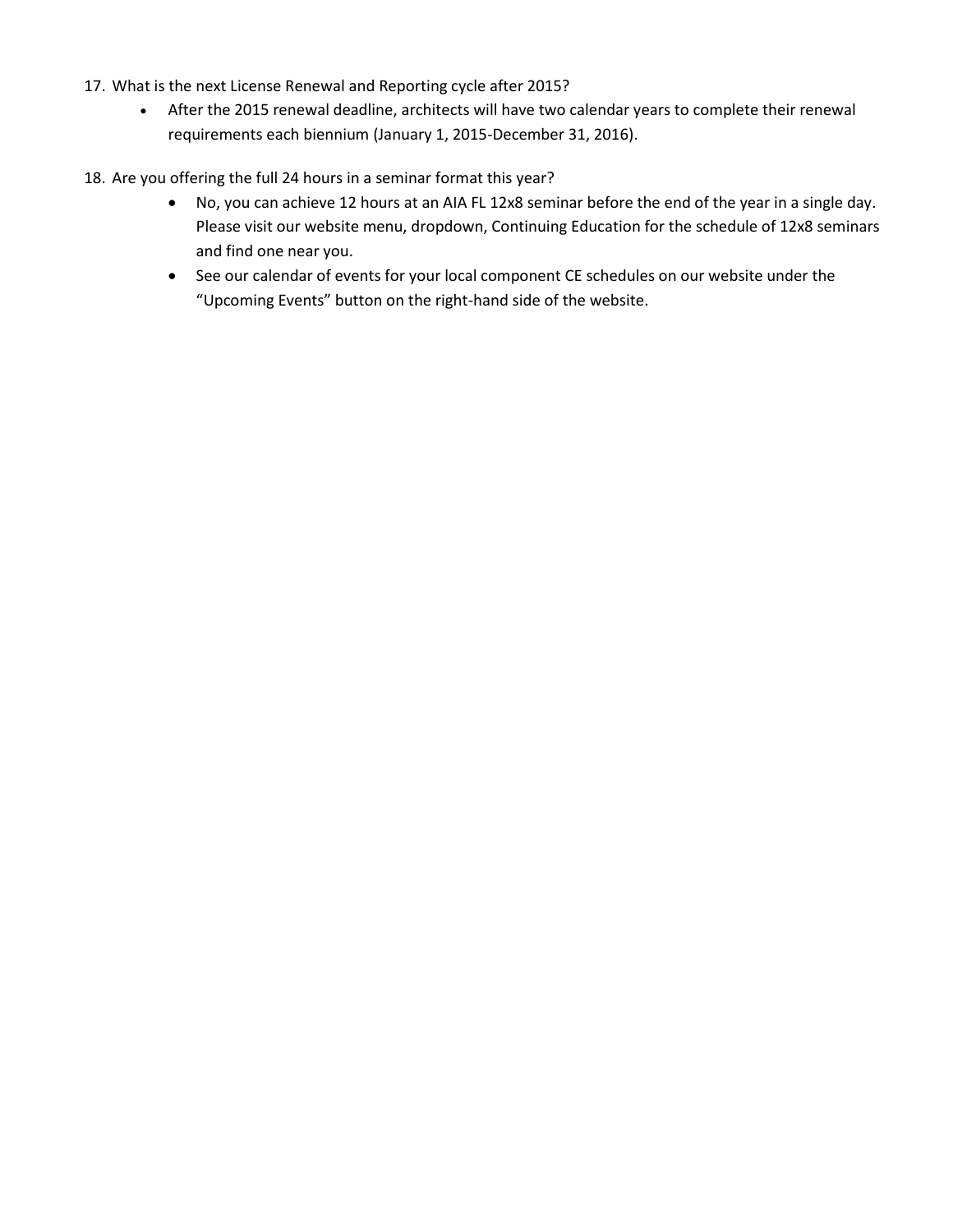17. What is the next License Renewal and Reporting cycle after 2015?
    - After the 2015 renewal deadline, architects will have two calendar years to complete their renewal requirements each biennium (January 1, 2015-December 31, 2016).

18. Are you offering the full 24 hours in a seminar format this year?
    - No, you can achieve 12 hours at an AIA FL 12x8 seminar before the end of the year in a single day. Please visit our website menu, dropdown, Continuing Education for the schedule of 12x8 seminars and find one near you.
    - See our calendar of events for your local component CE schedules on our website under the "Upcoming Events" button on the right-hand side of the website.